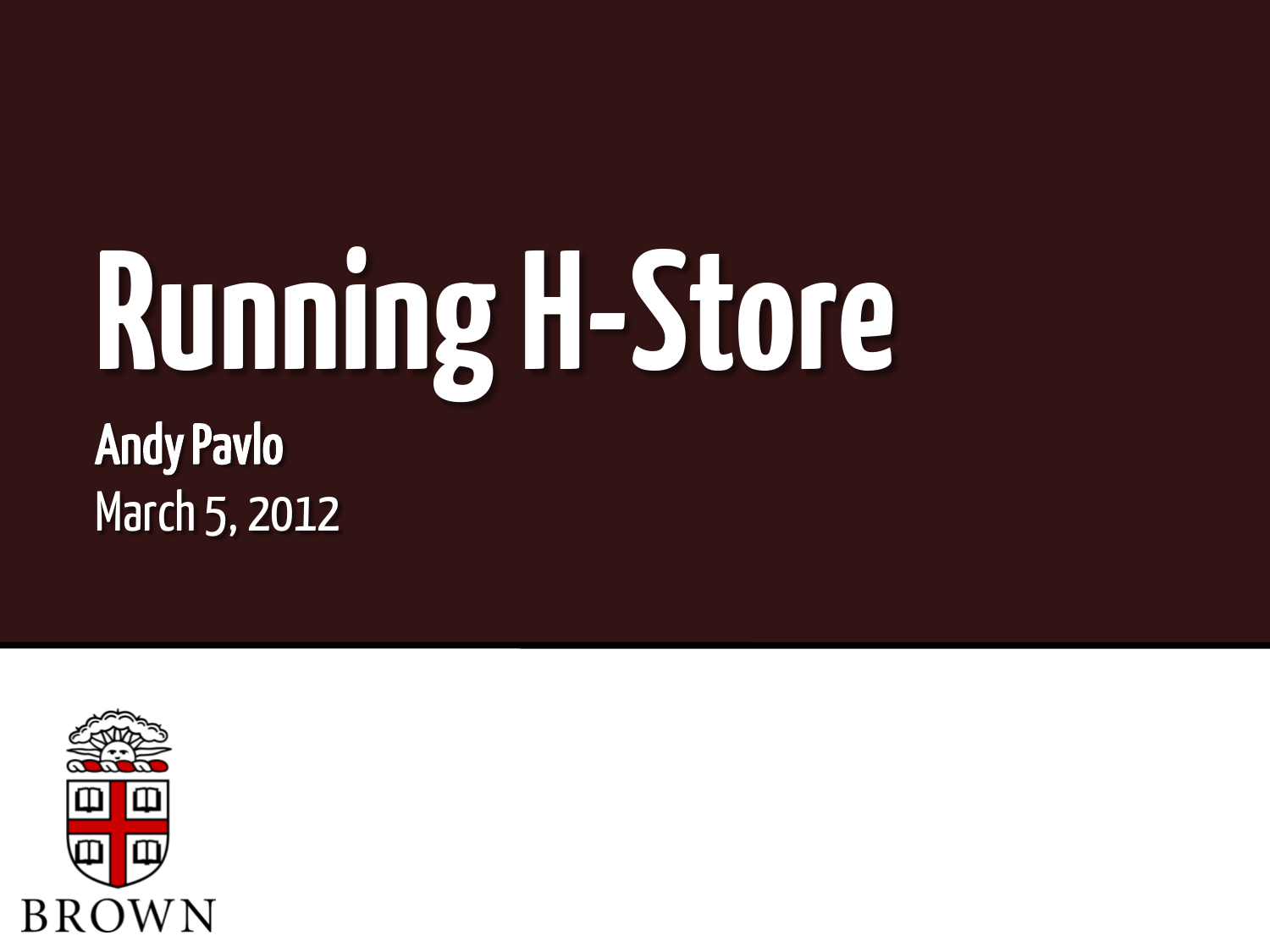# Running H-Store

**Andy Pavlo**

March 5, 2012

BROWN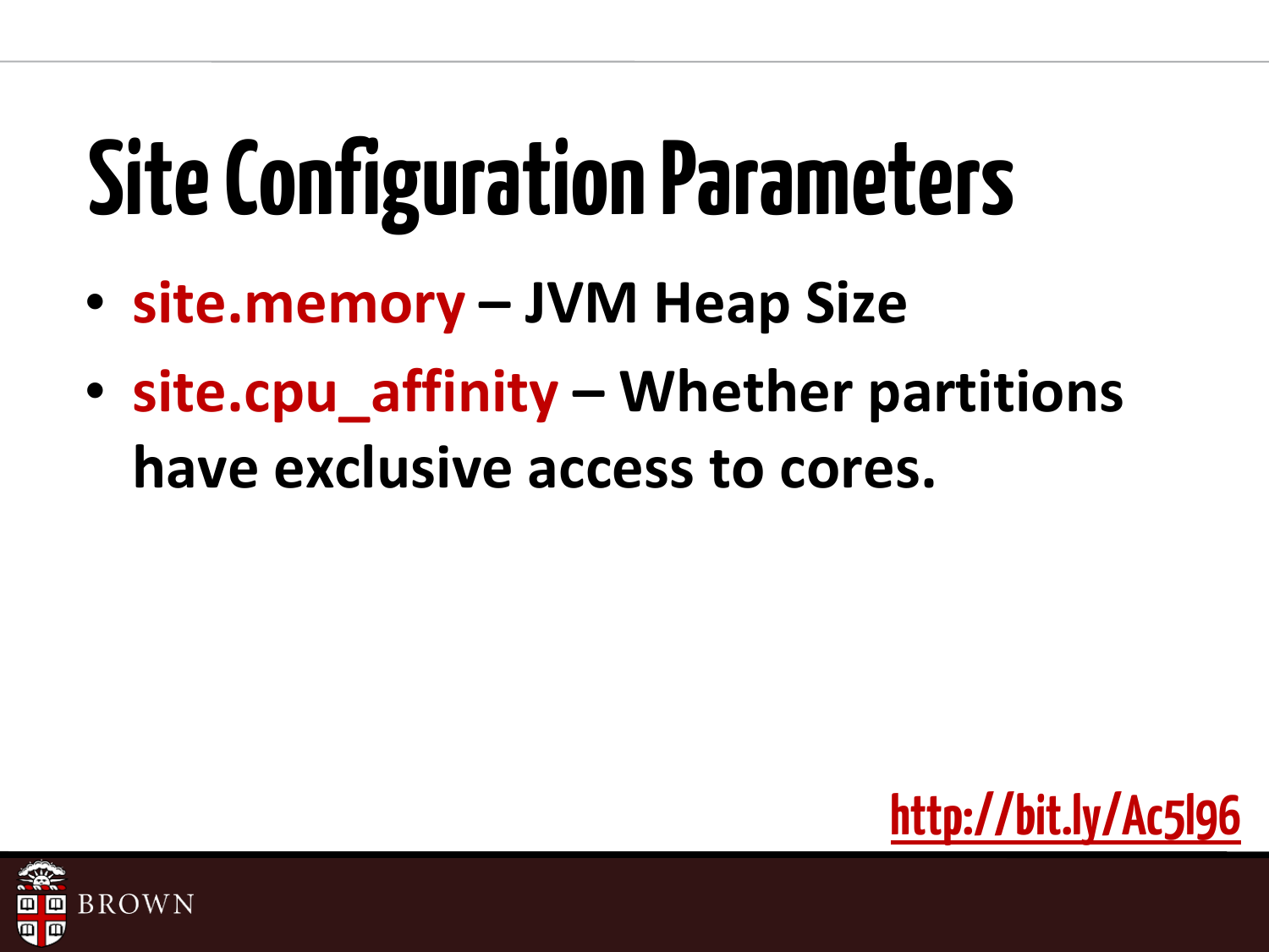# Site Configuration Parameters

- **site.memory – JVM Heap Size**
- **site.cpu_affinity – Whether partitions have exclusive access to cores.**

http://bit.ly/Ac5l96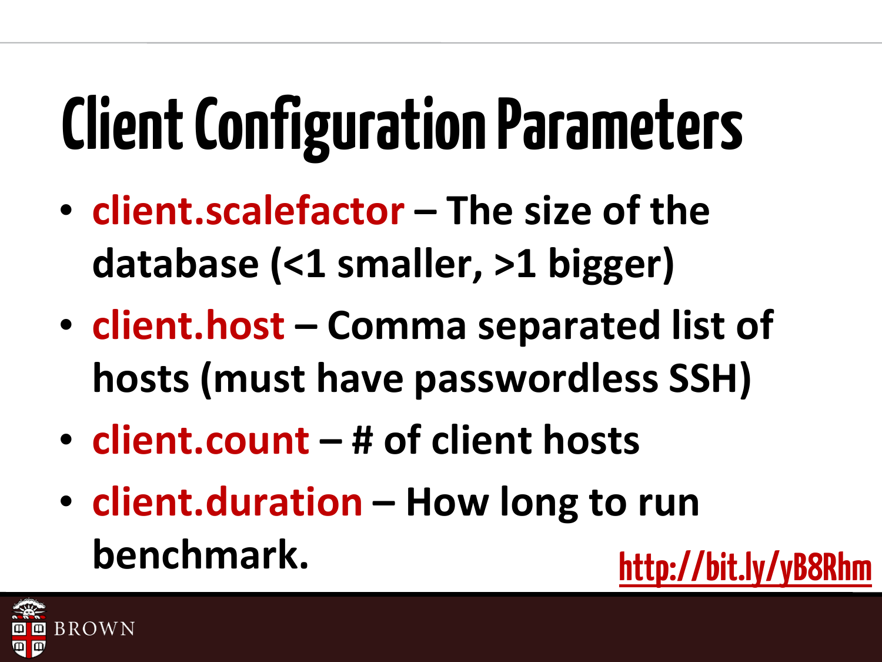# Client Configuration Parameters

- **client.scalefactor** – The size of the database (<1 smaller, >1 bigger)
- **client.host** – Comma separated list of hosts (must have passwordless SSH)
- **client.count** – # of client hosts
- **client.duration** – How long to run benchmark.

http://bit.ly/yB8Rhm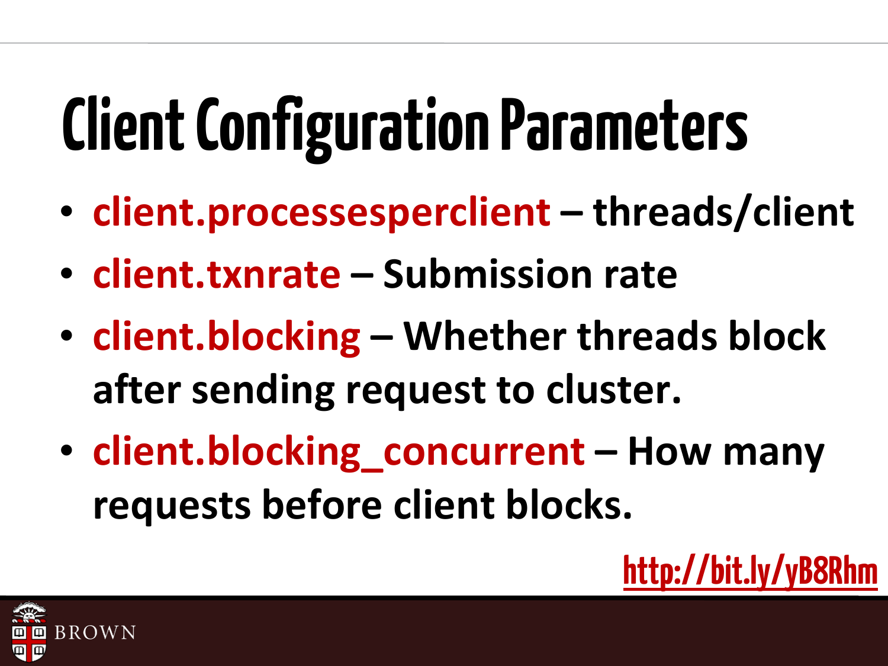# Client Configuration Parameters

- **client.processesperclient** – threads/client
- **client.txnrate** – Submission rate
- **client.blocking** – Whether threads block after sending request to cluster.
- **client.blocking_concurrent** – How many requests before client blocks.

http://bit.ly/yB8Rhm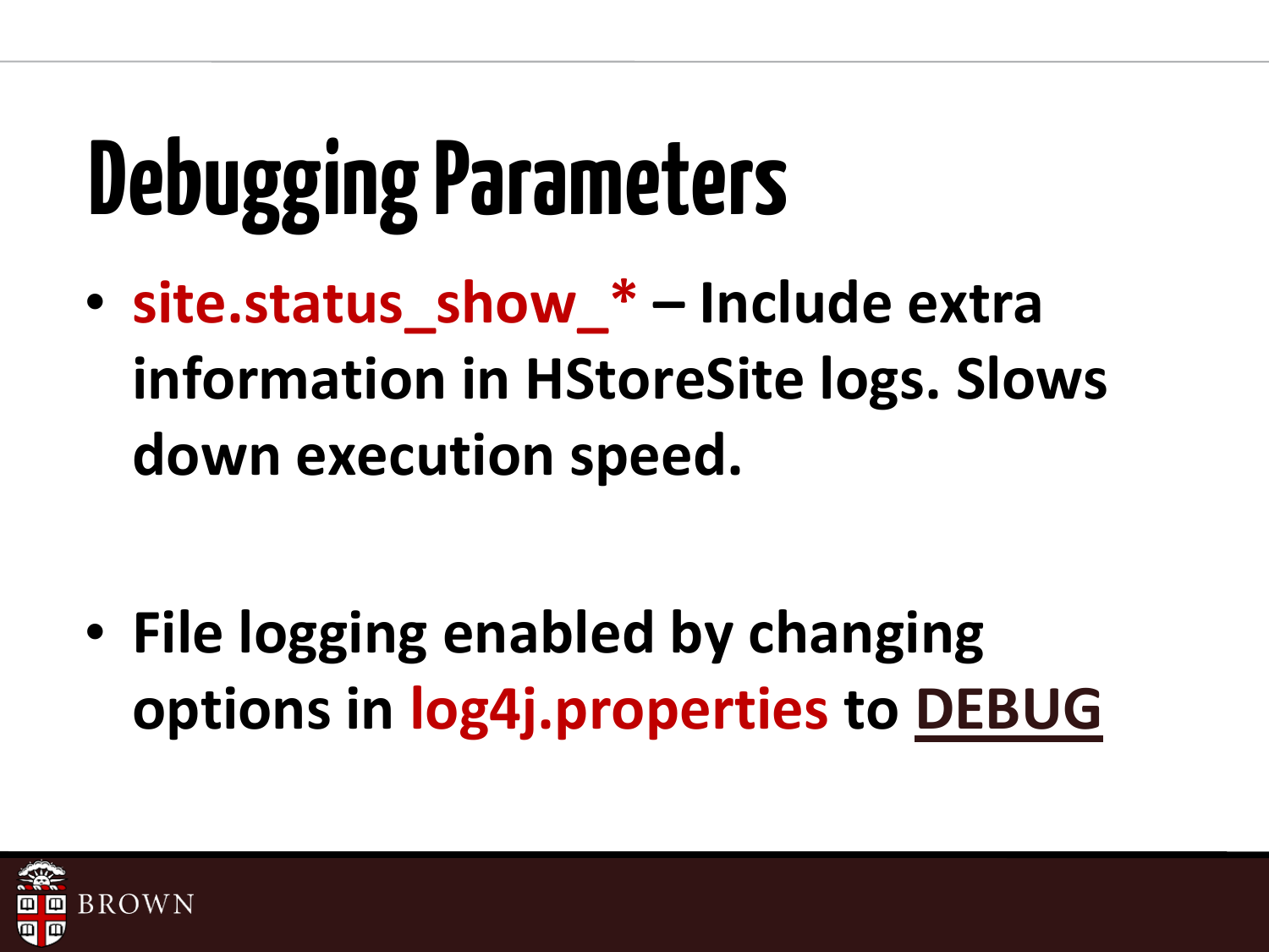# Debugging Parameters

- **site.status_show_\* – Include extra information in HStoreSite logs. Slows down execution speed.**

- **File logging enabled by changing options in log4j.properties to DEBUG**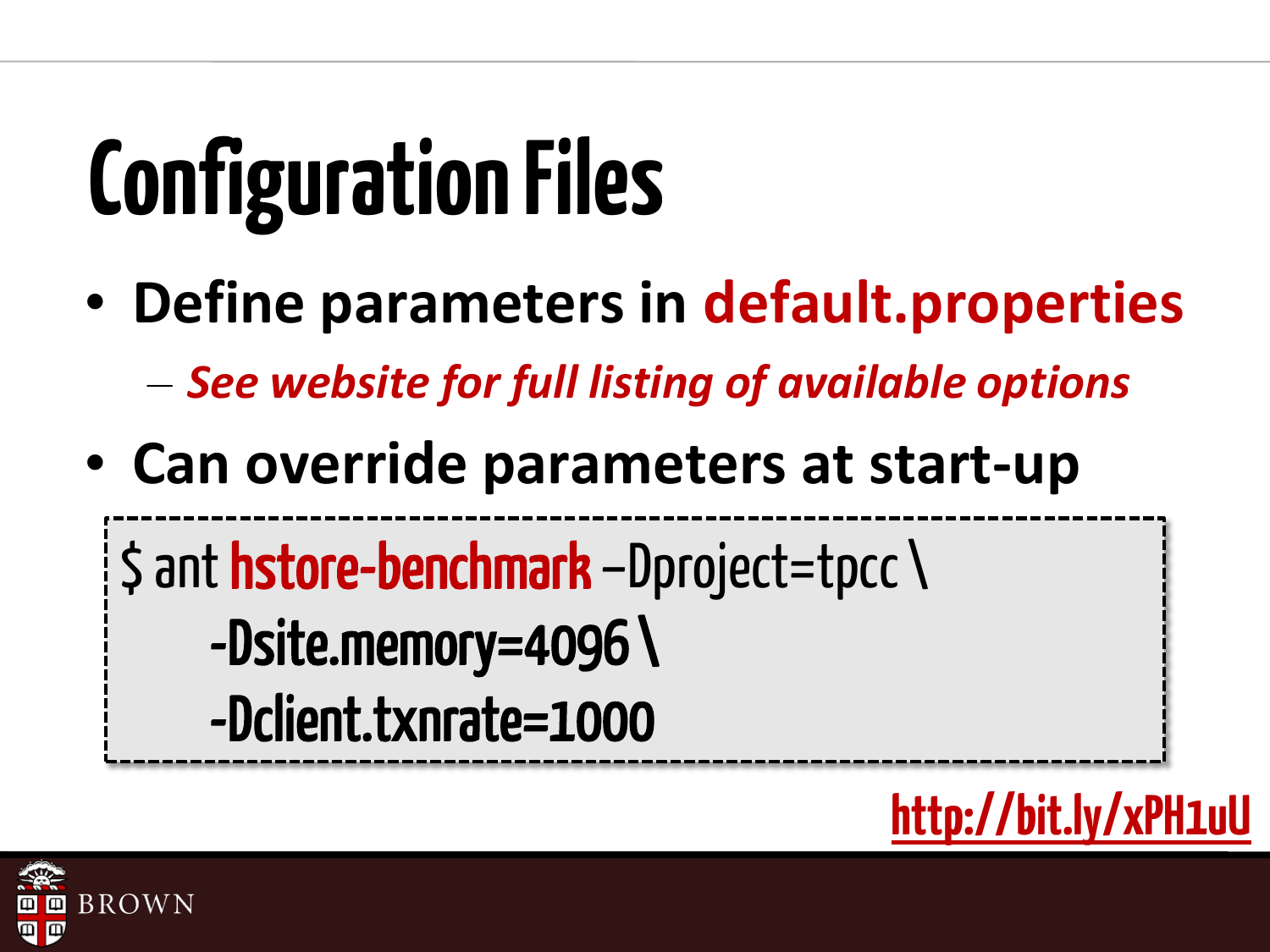# Configuration Files

- **Define parameters in default.properties**
  - *See website for full listing of available options*
- **Can override parameters at start-up**

```
$ ant hstore-benchmark –Dproject=tpcc \
      -Dsite.memory=4096 \
      -Dclient.txnrate=1000
```

http://bit.ly/xPH1uU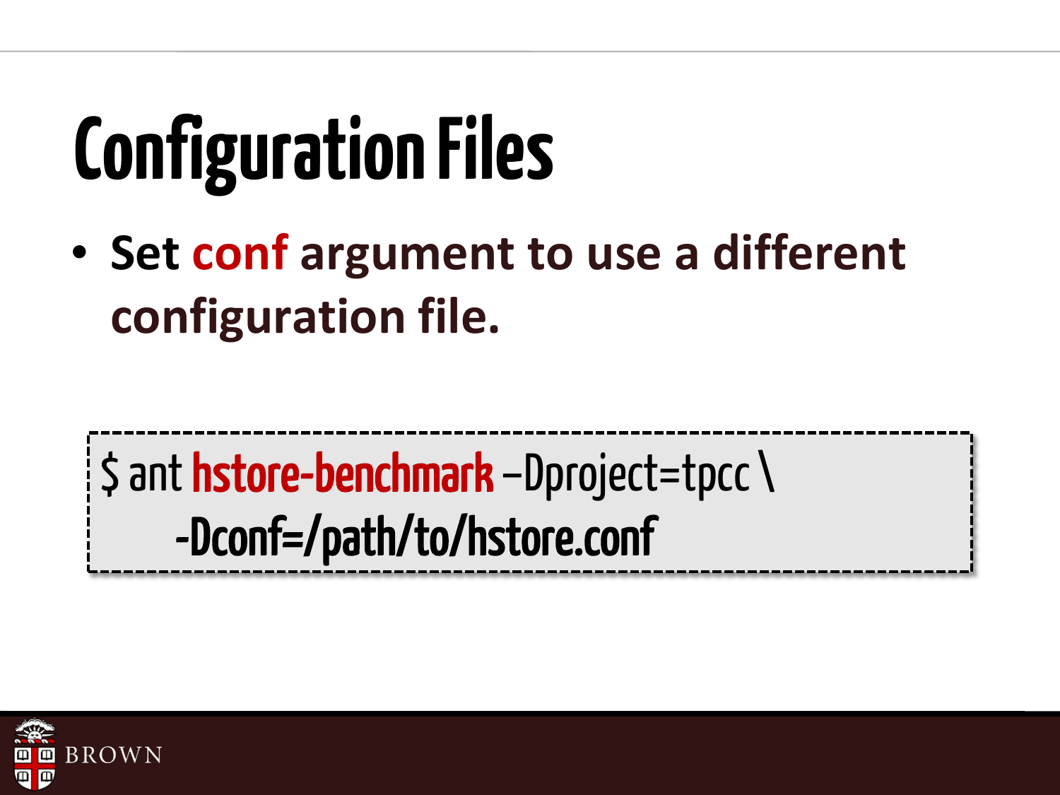# Configuration Files

- **Set conf argument to use a different configuration file.**

```
$ ant hstore-benchmark –Dproject=tpcc \
      -Dconf=/path/to/hstore.conf
```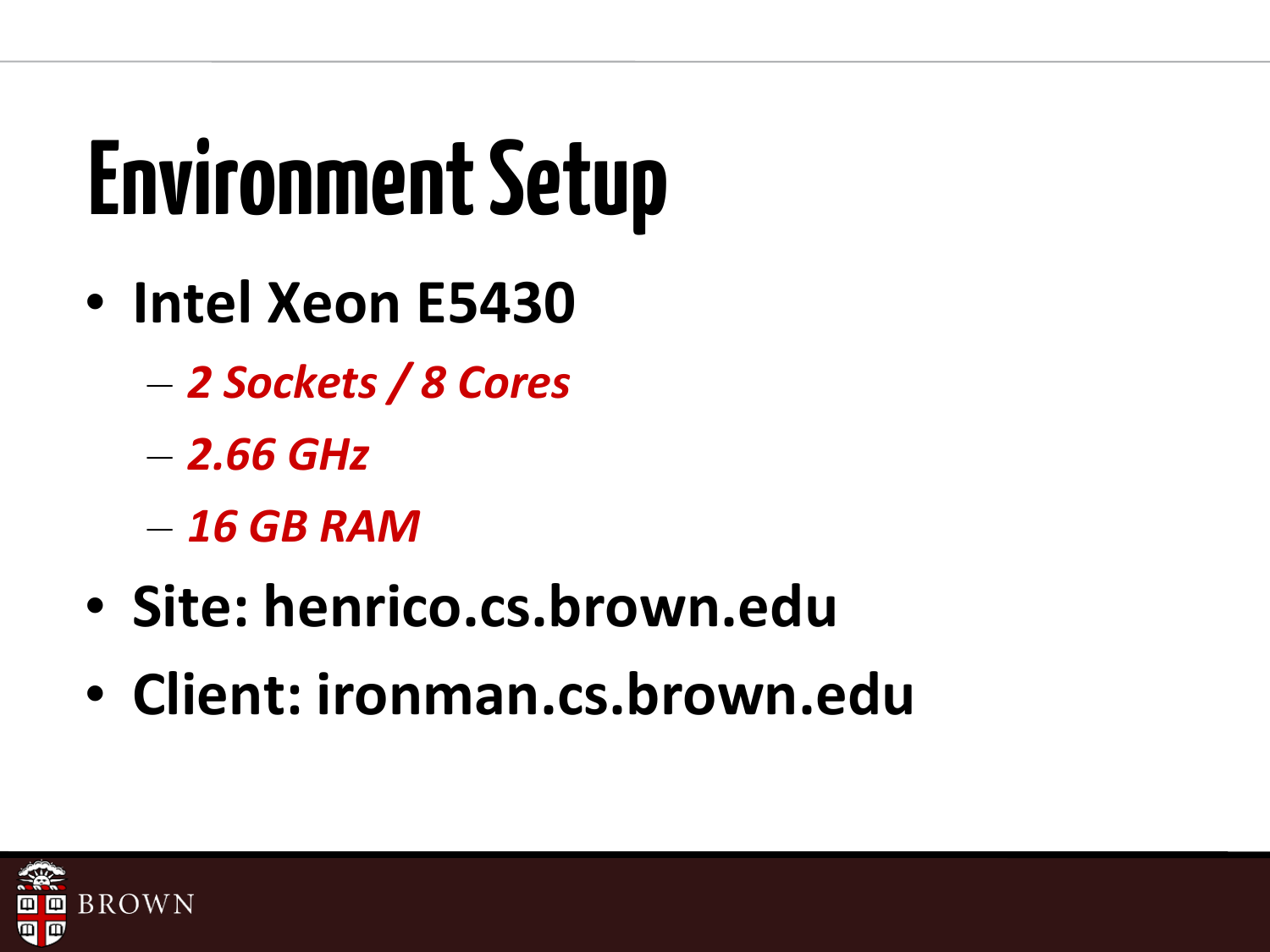# Environment Setup

- **Intel Xeon E5430**
  - ***2 Sockets / 8 Cores***
  - ***2.66 GHz***
  - ***16 GB RAM***
- **Site: henrico.cs.brown.edu**
- **Client: ironman.cs.brown.edu**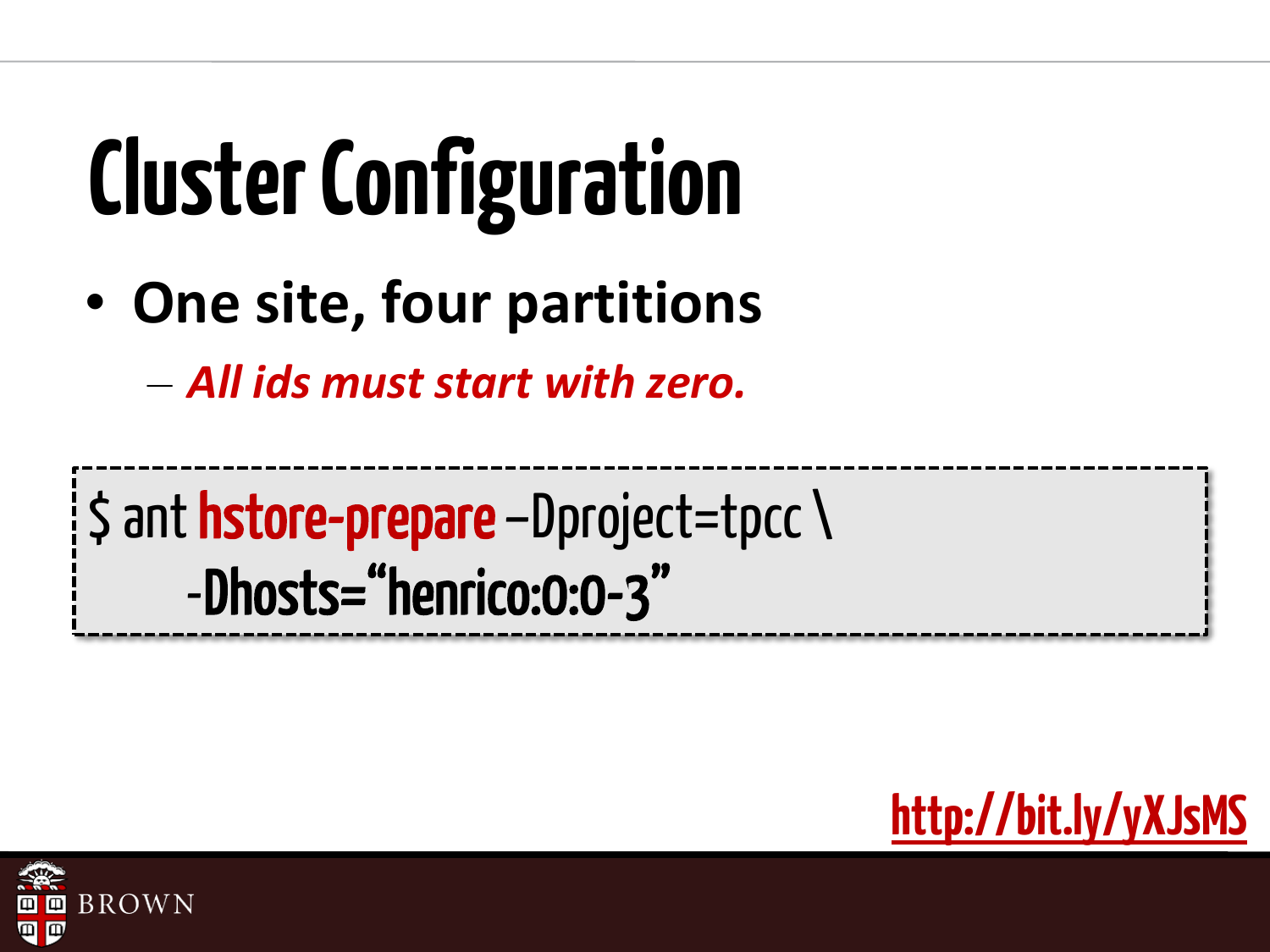# Cluster Configuration

- **One site, four partitions**
  - ***All ids must start with zero.***

```
$ ant hstore-prepare –Dproject=tpcc \
     -Dhosts="henrico:0:0-3"
```

http://bit.ly/yXJsMS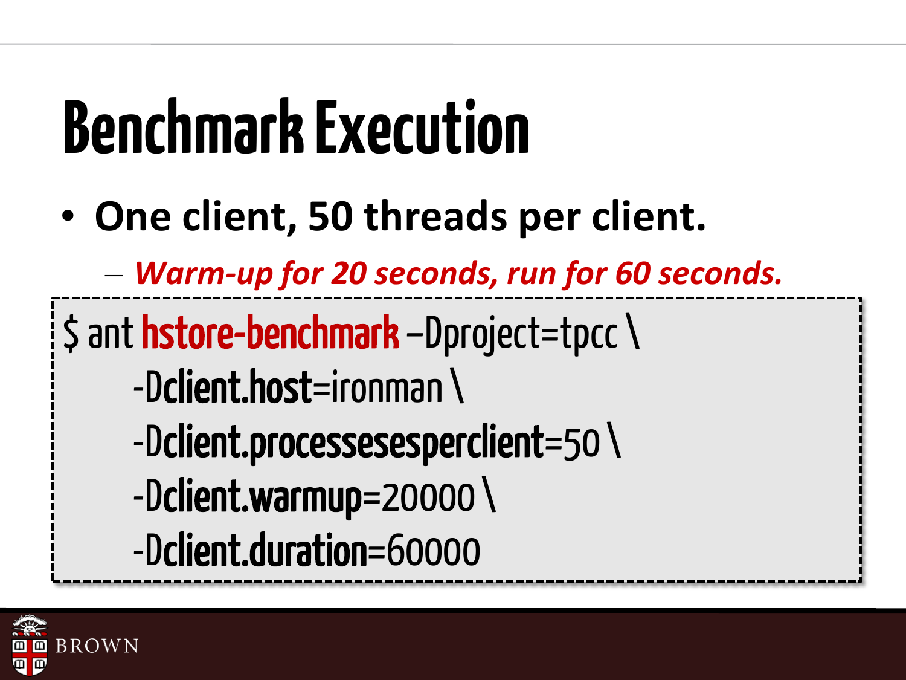# Benchmark Execution

- **One client, 50 threads per client.**
  - ***Warm-up for 20 seconds, run for 60 seconds.***

```
$ ant hstore-benchmark –Dproject=tpcc \
    -Dclient.host=ironman \
    -Dclient.processesesperclient=50 \
    -Dclient.warmup=20000 \
    -Dclient.duration=60000
```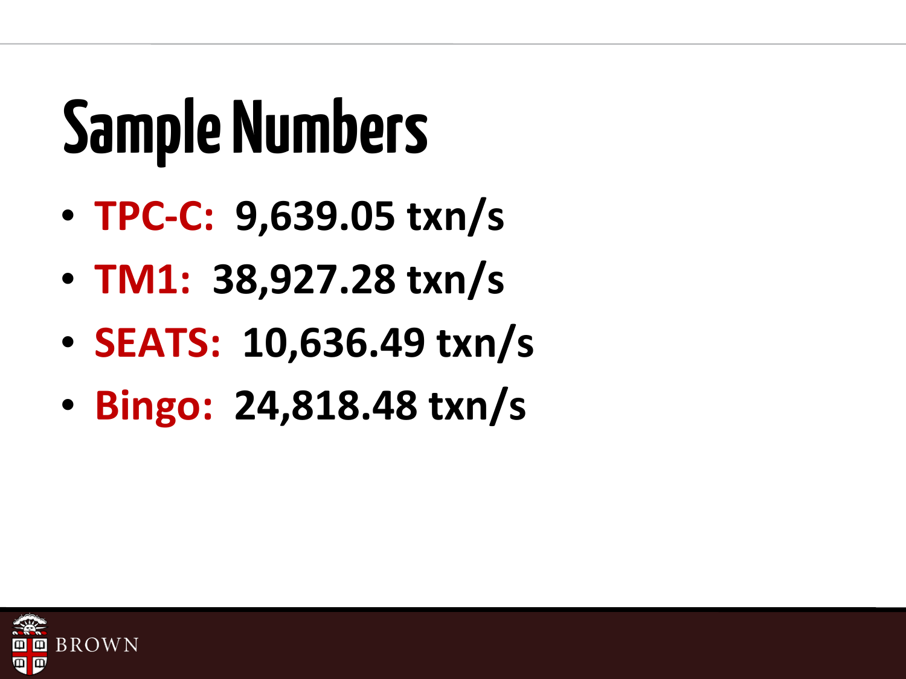# Sample Numbers

- **TPC-C: 9,639.05 txn/s**
- **TM1: 38,927.28 txn/s**
- **SEATS: 10,636.49 txn/s**
- **Bingo: 24,818.48 txn/s**